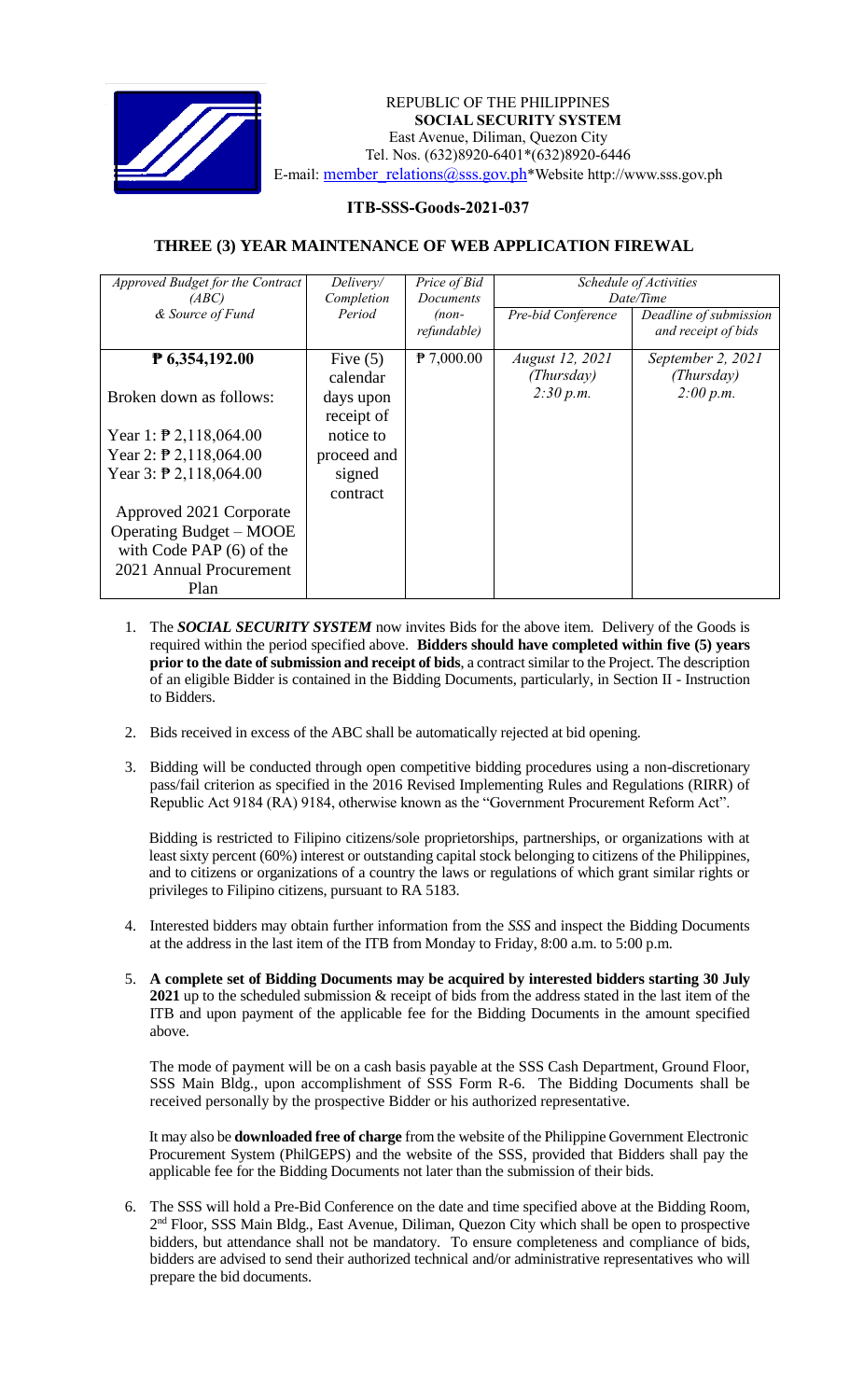REPUBLIC OF THE PHILIPPINES
**SOCIAL SECURITY SYSTEM**
East Avenue, Diliman, Quezon City
Tel. Nos. (632)8920-6401*(632)8920-6446
E-mail: member_relations@sss.gov.ph*Website http://www.sss.gov.ph

## ITB-SSS-Goods-2021-037

## THREE (3) YEAR MAINTENANCE OF WEB APPLICATION FIREWAL

| *Approved Budget for the Contract (ABC) & Source of Fund* | *Delivery/ Completion Period* | *Price of Bid Documents (non-refundable)* | *Schedule of Activities Date/Time* | |
|---|---|---|---|---|
| | | | *Pre-bid Conference* | *Deadline of submission and receipt of bids* |
| **₱ 6,354,192.00**<br><br>Broken down as follows:<br><br>Year 1: ₱ 2,118,064.00<br>Year 2: ₱ 2,118,064.00<br>Year 3: ₱ 2,118,064.00<br><br>Approved 2021 Corporate Operating Budget – MOOE with Code PAP (6) of the 2021 Annual Procurement Plan | Five (5) calendar days upon receipt of notice to proceed and signed contract | ₱ 7,000.00 | *August 12, 2021 (Thursday) 2:30 p.m.* | *September 2, 2021 (Thursday) 2:00 p.m.* |

1. The ***SOCIAL SECURITY SYSTEM*** now invites Bids for the above item. Delivery of the Goods is required within the period specified above. **Bidders should have completed within five (5) years prior to the date of submission and receipt of bids**, a contract similar to the Project. The description of an eligible Bidder is contained in the Bidding Documents, particularly, in Section II - Instruction to Bidders.

2. Bids received in excess of the ABC shall be automatically rejected at bid opening.

3. Bidding will be conducted through open competitive bidding procedures using a non-discretionary pass/fail criterion as specified in the 2016 Revised Implementing Rules and Regulations (RIRR) of Republic Act 9184 (RA) 9184, otherwise known as the "Government Procurement Reform Act".

   Bidding is restricted to Filipino citizens/sole proprietorships, partnerships, or organizations with at least sixty percent (60%) interest or outstanding capital stock belonging to citizens of the Philippines, and to citizens or organizations of a country the laws or regulations of which grant similar rights or privileges to Filipino citizens, pursuant to RA 5183.

4. Interested bidders may obtain further information from the *SSS* and inspect the Bidding Documents at the address in the last item of the ITB from Monday to Friday, 8:00 a.m. to 5:00 p.m.

5. **A complete set of Bidding Documents may be acquired by interested bidders starting 30 July 2021** up to the scheduled submission & receipt of bids from the address stated in the last item of the ITB and upon payment of the applicable fee for the Bidding Documents in the amount specified above.

   The mode of payment will be on a cash basis payable at the SSS Cash Department, Ground Floor, SSS Main Bldg., upon accomplishment of SSS Form R-6. The Bidding Documents shall be received personally by the prospective Bidder or his authorized representative.

   It may also be **downloaded free of charge** from the website of the Philippine Government Electronic Procurement System (PhilGEPS) and the website of the SSS, provided that Bidders shall pay the applicable fee for the Bidding Documents not later than the submission of their bids.

6. The SSS will hold a Pre-Bid Conference on the date and time specified above at the Bidding Room, 2nd Floor, SSS Main Bldg., East Avenue, Diliman, Quezon City which shall be open to prospective bidders, but attendance shall not be mandatory. To ensure completeness and compliance of bids, bidders are advised to send their authorized technical and/or administrative representatives who will prepare the bid documents.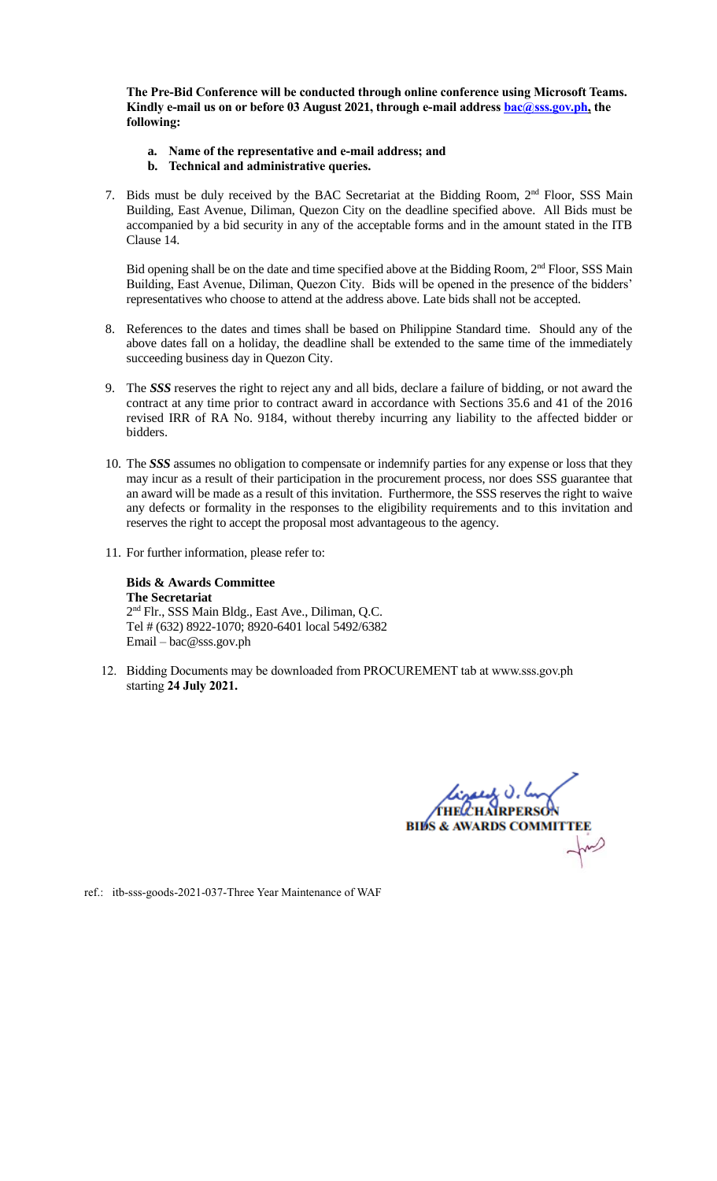**The Pre-Bid Conference will be conducted through online conference using Microsoft Teams. Kindly e-mail us on or before 03 August 2021, through e-mail address bac@sss.gov.ph, the following:**

- **a. Name of the representative and e-mail address; and**
- **b. Technical and administrative queries.**

7. Bids must be duly received by the BAC Secretariat at the Bidding Room, 2nd Floor, SSS Main Building, East Avenue, Diliman, Quezon City on the deadline specified above. All Bids must be accompanied by a bid security in any of the acceptable forms and in the amount stated in the ITB Clause 14.

   Bid opening shall be on the date and time specified above at the Bidding Room, 2nd Floor, SSS Main Building, East Avenue, Diliman, Quezon City. Bids will be opened in the presence of the bidders' representatives who choose to attend at the address above. Late bids shall not be accepted.

8. References to the dates and times shall be based on Philippine Standard time. Should any of the above dates fall on a holiday, the deadline shall be extended to the same time of the immediately succeeding business day in Quezon City.

9. The ***SSS*** reserves the right to reject any and all bids, declare a failure of bidding, or not award the contract at any time prior to contract award in accordance with Sections 35.6 and 41 of the 2016 revised IRR of RA No. 9184, without thereby incurring any liability to the affected bidder or bidders.

10. The ***SSS*** assumes no obligation to compensate or indemnify parties for any expense or loss that they may incur as a result of their participation in the procurement process, nor does SSS guarantee that an award will be made as a result of this invitation. Furthermore, the SSS reserves the right to waive any defects or formality in the responses to the eligibility requirements and to this invitation and reserves the right to accept the proposal most advantageous to the agency.

11. For further information, please refer to:

    **Bids & Awards Committee**
    **The Secretariat**
    2nd Flr., SSS Main Bldg., East Ave., Diliman, Q.C.
    Tel # (632) 8922-1070; 8920-6401 local 5492/6382
    Email – bac@sss.gov.ph

12. Bidding Documents may be downloaded from PROCUREMENT tab at www.sss.gov.ph starting **24 July 2021.**

**THE CHAIRPERSON**
**BIDS & AWARDS COMMITTEE**

ref.: itb-sss-goods-2021-037-Three Year Maintenance of WAF